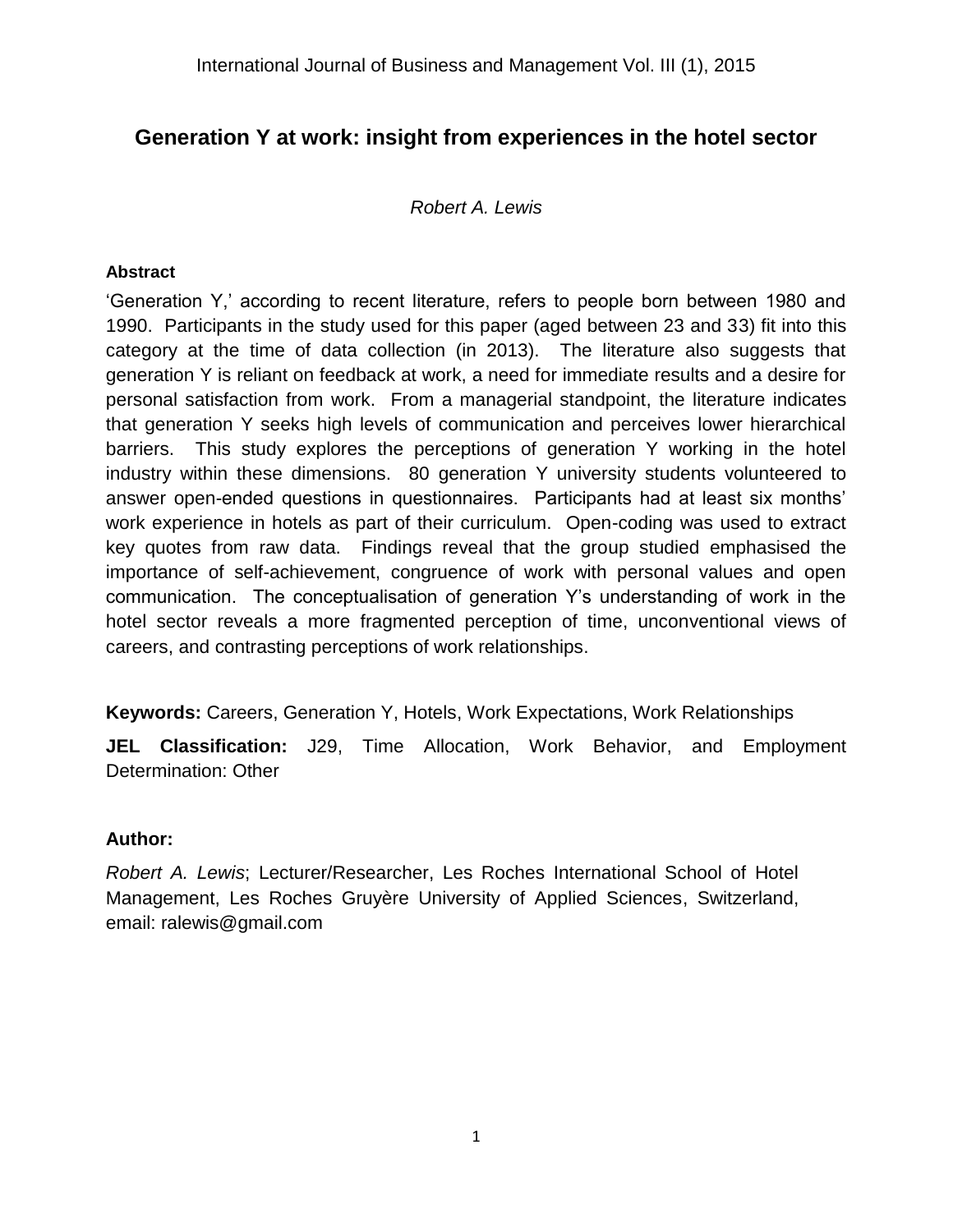# Generation Y at work: insight from experiences in the hotel sector

*Robert A. Lewis*

**Abstract**

'Generation Y,' according to recent literature, refers to people born between 1980 and 1990. Participants in the study used for this paper (aged between 23 and 33) fit into this category at the time of data collection (in 2013). The literature also suggests that generation Y is reliant on feedback at work, a need for immediate results and a desire for personal satisfaction from work. From a managerial standpoint, the literature indicates that generation Y seeks high levels of communication and perceives lower hierarchical barriers. This study explores the perceptions of generation Y working in the hotel industry within these dimensions. 80 generation Y university students volunteered to answer open-ended questions in questionnaires. Participants had at least six months' work experience in hotels as part of their curriculum. Open-coding was used to extract key quotes from raw data. Findings reveal that the group studied emphasised the importance of self-achievement, congruence of work with personal values and open communication. The conceptualisation of generation Y's understanding of work in the hotel sector reveals a more fragmented perception of time, unconventional views of careers, and contrasting perceptions of work relationships.

**Keywords:** Careers, Generation Y, Hotels, Work Expectations, Work Relationships

**JEL Classification:** J29, Time Allocation, Work Behavior, and Employment Determination: Other

**Author:**

*Robert A. Lewis*; Lecturer/Researcher, Les Roches International School of Hotel Management, Les Roches Gruyère University of Applied Sciences, Switzerland, email: ralewis@gmail.com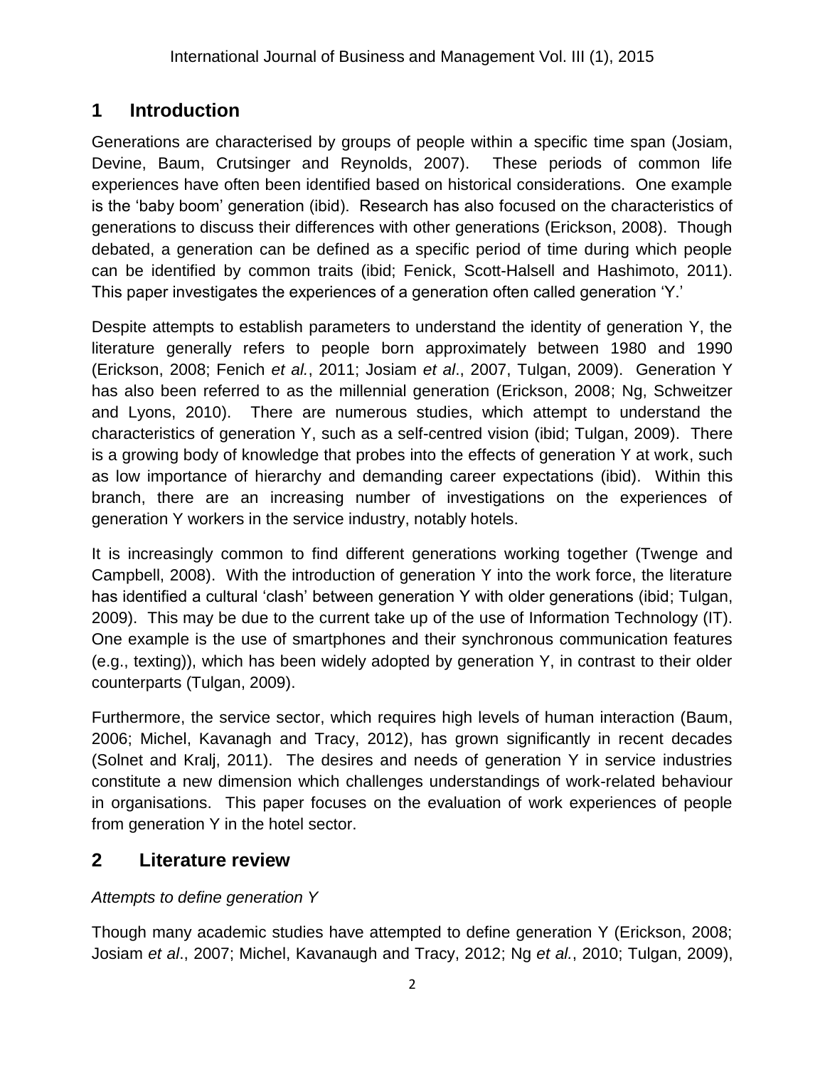## 1 Introduction

Generations are characterised by groups of people within a specific time span (Josiam, Devine, Baum, Crutsinger and Reynolds, 2007). These periods of common life experiences have often been identified based on historical considerations. One example is the 'baby boom' generation (ibid). Research has also focused on the characteristics of generations to discuss their differences with other generations (Erickson, 2008). Though debated, a generation can be defined as a specific period of time during which people can be identified by common traits (ibid; Fenick, Scott-Halsell and Hashimoto, 2011). This paper investigates the experiences of a generation often called generation 'Y.'

Despite attempts to establish parameters to understand the identity of generation Y, the literature generally refers to people born approximately between 1980 and 1990 (Erickson, 2008; Fenich *et al.*, 2011; Josiam *et al*., 2007, Tulgan, 2009). Generation Y has also been referred to as the millennial generation (Erickson, 2008; Ng, Schweitzer and Lyons, 2010). There are numerous studies, which attempt to understand the characteristics of generation Y, such as a self-centred vision (ibid; Tulgan, 2009). There is a growing body of knowledge that probes into the effects of generation Y at work, such as low importance of hierarchy and demanding career expectations (ibid). Within this branch, there are an increasing number of investigations on the experiences of generation Y workers in the service industry, notably hotels.

It is increasingly common to find different generations working together (Twenge and Campbell, 2008). With the introduction of generation Y into the work force, the literature has identified a cultural 'clash' between generation Y with older generations (ibid; Tulgan, 2009). This may be due to the current take up of the use of Information Technology (IT). One example is the use of smartphones and their synchronous communication features (e.g., texting)), which has been widely adopted by generation Y, in contrast to their older counterparts (Tulgan, 2009).

Furthermore, the service sector, which requires high levels of human interaction (Baum, 2006; Michel, Kavanagh and Tracy, 2012), has grown significantly in recent decades (Solnet and Kralj, 2011). The desires and needs of generation Y in service industries constitute a new dimension which challenges understandings of work-related behaviour in organisations. This paper focuses on the evaluation of work experiences of people from generation Y in the hotel sector.

## 2 Literature review

*Attempts to define generation Y*

Though many academic studies have attempted to define generation Y (Erickson, 2008; Josiam *et al*., 2007; Michel, Kavanaugh and Tracy, 2012; Ng *et al.*, 2010; Tulgan, 2009),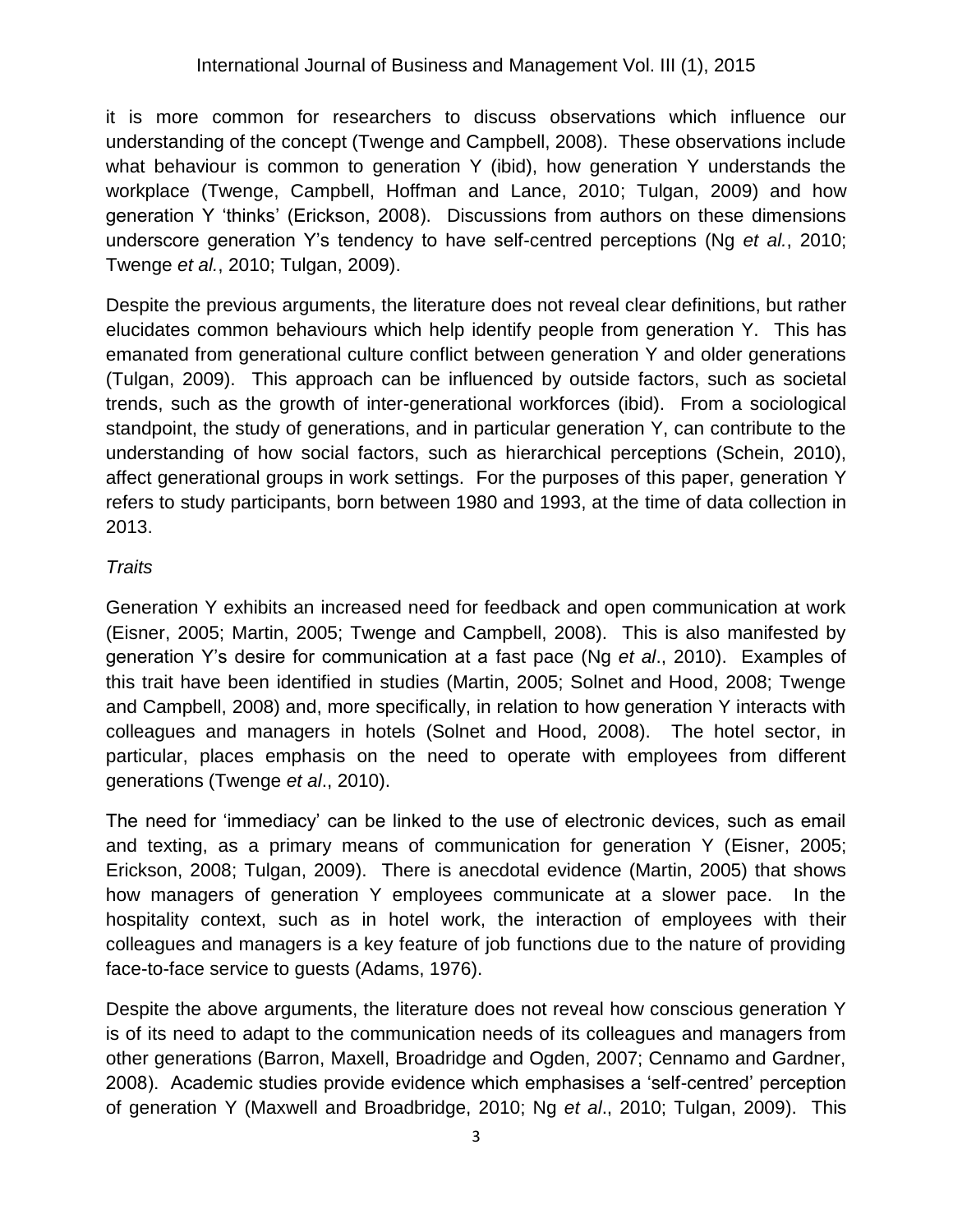it is more common for researchers to discuss observations which influence our understanding of the concept (Twenge and Campbell, 2008). These observations include what behaviour is common to generation Y (ibid), how generation Y understands the workplace (Twenge, Campbell, Hoffman and Lance, 2010; Tulgan, 2009) and how generation Y 'thinks' (Erickson, 2008). Discussions from authors on these dimensions underscore generation Y's tendency to have self-centred perceptions (Ng *et al.*, 2010; Twenge *et al.*, 2010; Tulgan, 2009).

Despite the previous arguments, the literature does not reveal clear definitions, but rather elucidates common behaviours which help identify people from generation Y. This has emanated from generational culture conflict between generation Y and older generations (Tulgan, 2009). This approach can be influenced by outside factors, such as societal trends, such as the growth of inter-generational workforces (ibid). From a sociological standpoint, the study of generations, and in particular generation Y, can contribute to the understanding of how social factors, such as hierarchical perceptions (Schein, 2010), affect generational groups in work settings. For the purposes of this paper, generation Y refers to study participants, born between 1980 and 1993, at the time of data collection in 2013.

*Traits*

Generation Y exhibits an increased need for feedback and open communication at work (Eisner, 2005; Martin, 2005; Twenge and Campbell, 2008). This is also manifested by generation Y's desire for communication at a fast pace (Ng *et al*., 2010). Examples of this trait have been identified in studies (Martin, 2005; Solnet and Hood, 2008; Twenge and Campbell, 2008) and, more specifically, in relation to how generation Y interacts with colleagues and managers in hotels (Solnet and Hood, 2008). The hotel sector, in particular, places emphasis on the need to operate with employees from different generations (Twenge *et al*., 2010).

The need for 'immediacy' can be linked to the use of electronic devices, such as email and texting, as a primary means of communication for generation Y (Eisner, 2005; Erickson, 2008; Tulgan, 2009). There is anecdotal evidence (Martin, 2005) that shows how managers of generation Y employees communicate at a slower pace. In the hospitality context, such as in hotel work, the interaction of employees with their colleagues and managers is a key feature of job functions due to the nature of providing face-to-face service to guests (Adams, 1976).

Despite the above arguments, the literature does not reveal how conscious generation Y is of its need to adapt to the communication needs of its colleagues and managers from other generations (Barron, Maxell, Broadridge and Ogden, 2007; Cennamo and Gardner, 2008). Academic studies provide evidence which emphasises a 'self-centred' perception of generation Y (Maxwell and Broadbridge, 2010; Ng *et al*., 2010; Tulgan, 2009). This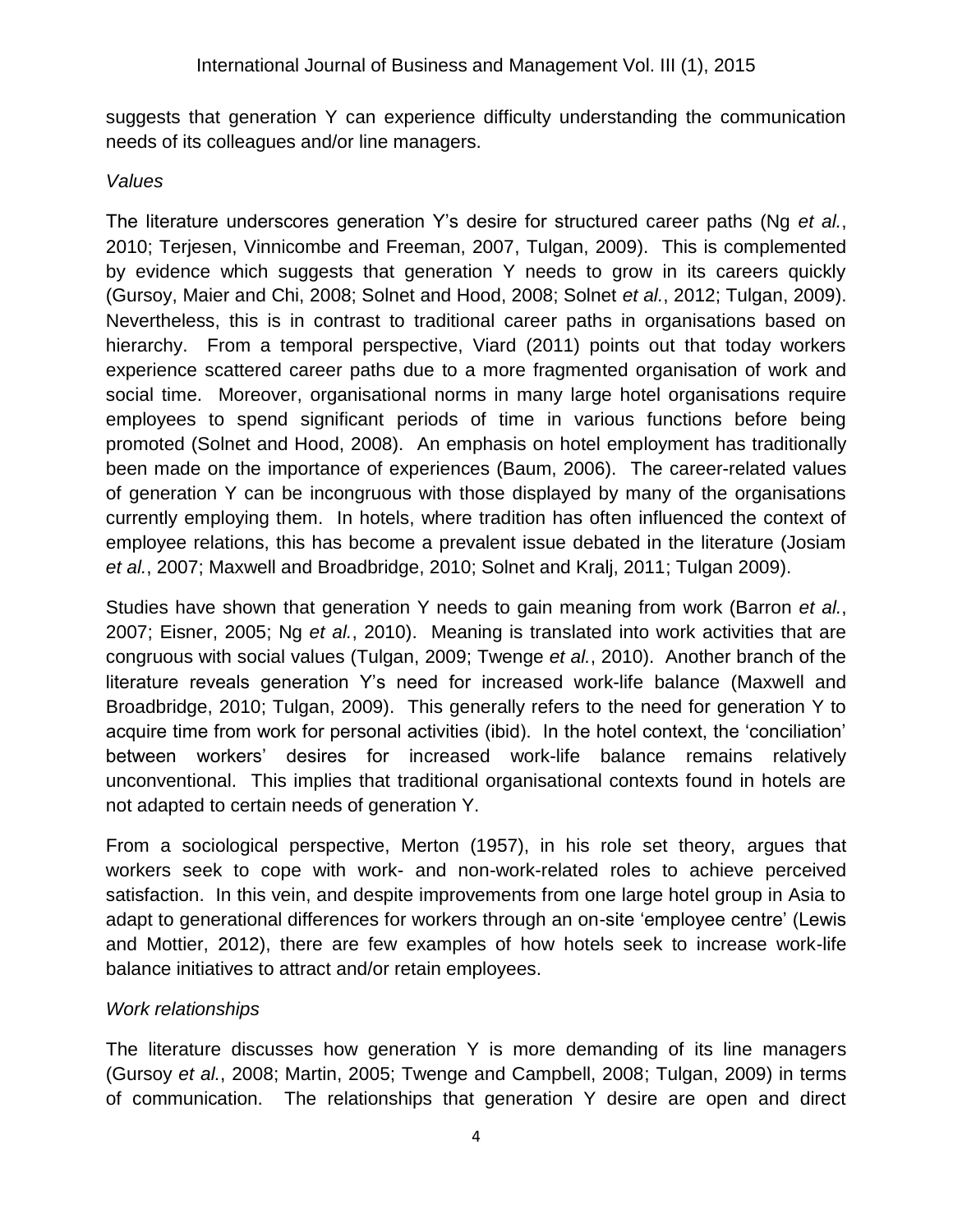suggests that generation Y can experience difficulty understanding the communication needs of its colleagues and/or line managers.

*Values*

The literature underscores generation Y's desire for structured career paths (Ng *et al.*, 2010; Terjesen, Vinnicombe and Freeman, 2007, Tulgan, 2009). This is complemented by evidence which suggests that generation Y needs to grow in its careers quickly (Gursoy, Maier and Chi, 2008; Solnet and Hood, 2008; Solnet *et al.*, 2012; Tulgan, 2009). Nevertheless, this is in contrast to traditional career paths in organisations based on hierarchy. From a temporal perspective, Viard (2011) points out that today workers experience scattered career paths due to a more fragmented organisation of work and social time. Moreover, organisational norms in many large hotel organisations require employees to spend significant periods of time in various functions before being promoted (Solnet and Hood, 2008). An emphasis on hotel employment has traditionally been made on the importance of experiences (Baum, 2006). The career-related values of generation Y can be incongruous with those displayed by many of the organisations currently employing them. In hotels, where tradition has often influenced the context of employee relations, this has become a prevalent issue debated in the literature (Josiam *et al.*, 2007; Maxwell and Broadbridge, 2010; Solnet and Kralj, 2011; Tulgan 2009).

Studies have shown that generation Y needs to gain meaning from work (Barron *et al.*, 2007; Eisner, 2005; Ng *et al.*, 2010). Meaning is translated into work activities that are congruous with social values (Tulgan, 2009; Twenge *et al.*, 2010). Another branch of the literature reveals generation Y's need for increased work-life balance (Maxwell and Broadbridge, 2010; Tulgan, 2009). This generally refers to the need for generation Y to acquire time from work for personal activities (ibid). In the hotel context, the 'conciliation' between workers' desires for increased work-life balance remains relatively unconventional. This implies that traditional organisational contexts found in hotels are not adapted to certain needs of generation Y.

From a sociological perspective, Merton (1957), in his role set theory, argues that workers seek to cope with work- and non-work-related roles to achieve perceived satisfaction. In this vein, and despite improvements from one large hotel group in Asia to adapt to generational differences for workers through an on-site 'employee centre' (Lewis and Mottier, 2012), there are few examples of how hotels seek to increase work-life balance initiatives to attract and/or retain employees.

*Work relationships*

The literature discusses how generation Y is more demanding of its line managers (Gursoy *et al.*, 2008; Martin, 2005; Twenge and Campbell, 2008; Tulgan, 2009) in terms of communication. The relationships that generation Y desire are open and direct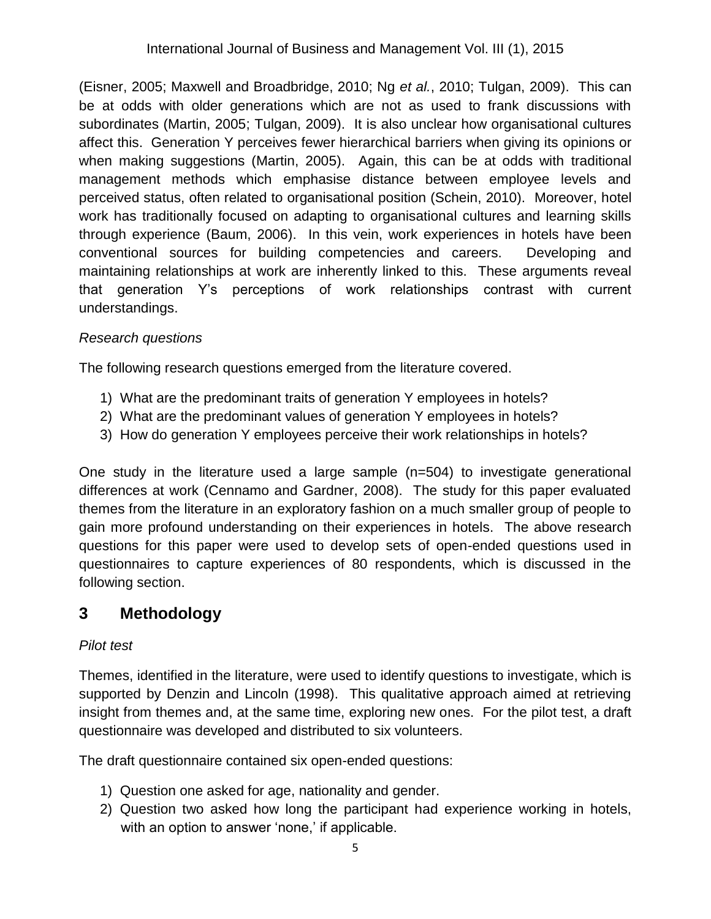(Eisner, 2005; Maxwell and Broadbridge, 2010; Ng *et al.*, 2010; Tulgan, 2009). This can be at odds with older generations which are not as used to frank discussions with subordinates (Martin, 2005; Tulgan, 2009). It is also unclear how organisational cultures affect this. Generation Y perceives fewer hierarchical barriers when giving its opinions or when making suggestions (Martin, 2005). Again, this can be at odds with traditional management methods which emphasise distance between employee levels and perceived status, often related to organisational position (Schein, 2010). Moreover, hotel work has traditionally focused on adapting to organisational cultures and learning skills through experience (Baum, 2006). In this vein, work experiences in hotels have been conventional sources for building competencies and careers. Developing and maintaining relationships at work are inherently linked to this. These arguments reveal that generation Y's perceptions of work relationships contrast with current understandings.

*Research questions*

The following research questions emerged from the literature covered.

1) What are the predominant traits of generation Y employees in hotels?
2) What are the predominant values of generation Y employees in hotels?
3) How do generation Y employees perceive their work relationships in hotels?

One study in the literature used a large sample (n=504) to investigate generational differences at work (Cennamo and Gardner, 2008). The study for this paper evaluated themes from the literature in an exploratory fashion on a much smaller group of people to gain more profound understanding on their experiences in hotels. The above research questions for this paper were used to develop sets of open-ended questions used in questionnaires to capture experiences of 80 respondents, which is discussed in the following section.

## 3 Methodology

*Pilot test*

Themes, identified in the literature, were used to identify questions to investigate, which is supported by Denzin and Lincoln (1998). This qualitative approach aimed at retrieving insight from themes and, at the same time, exploring new ones. For the pilot test, a draft questionnaire was developed and distributed to six volunteers.

The draft questionnaire contained six open-ended questions:

1) Question one asked for age, nationality and gender.
2) Question two asked how long the participant had experience working in hotels, with an option to answer 'none,' if applicable.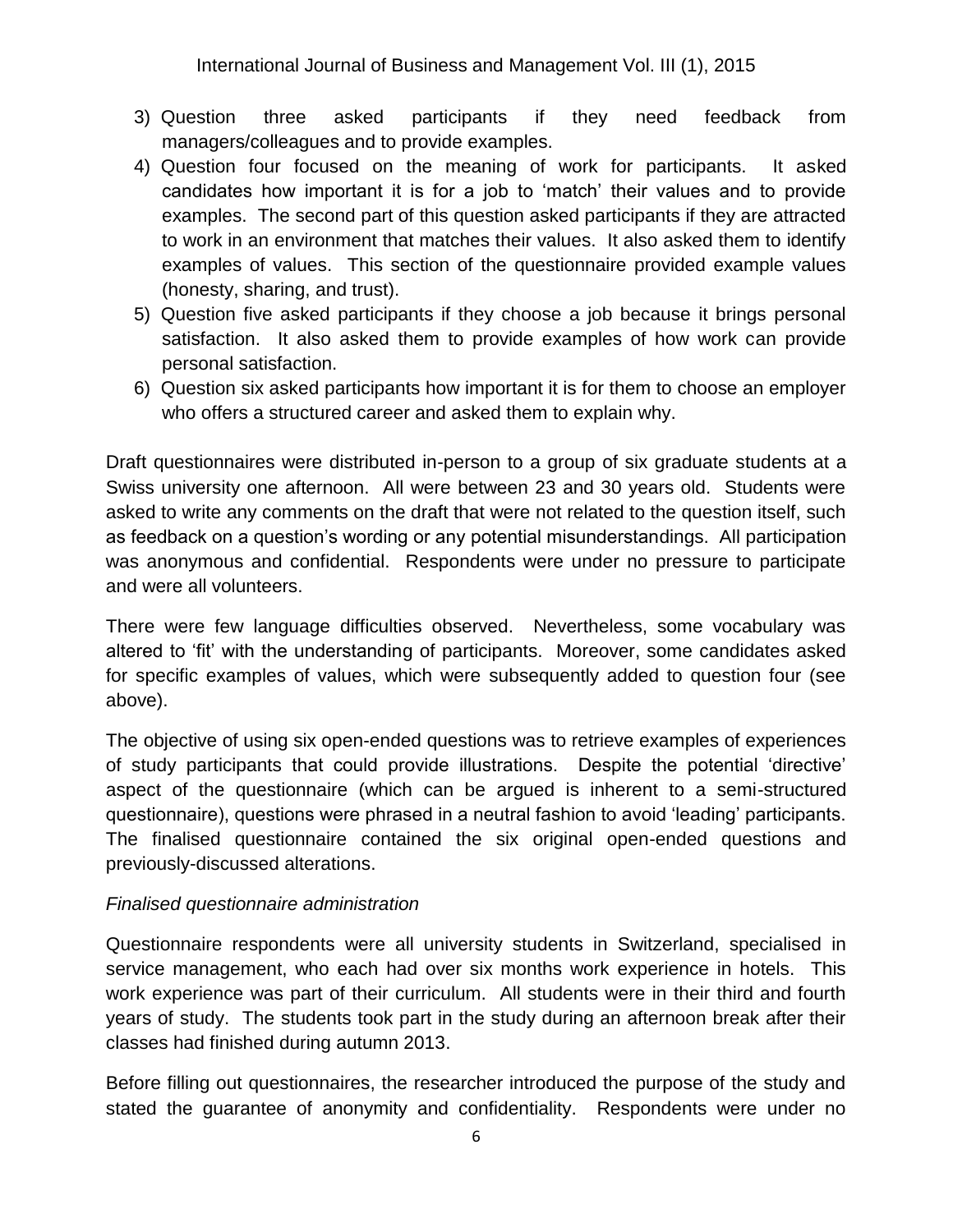3) Question three asked participants if they need feedback from managers/colleagues and to provide examples.
4) Question four focused on the meaning of work for participants. It asked candidates how important it is for a job to 'match' their values and to provide examples. The second part of this question asked participants if they are attracted to work in an environment that matches their values. It also asked them to identify examples of values. This section of the questionnaire provided example values (honesty, sharing, and trust).
5) Question five asked participants if they choose a job because it brings personal satisfaction. It also asked them to provide examples of how work can provide personal satisfaction.
6) Question six asked participants how important it is for them to choose an employer who offers a structured career and asked them to explain why.

Draft questionnaires were distributed in-person to a group of six graduate students at a Swiss university one afternoon. All were between 23 and 30 years old. Students were asked to write any comments on the draft that were not related to the question itself, such as feedback on a question's wording or any potential misunderstandings. All participation was anonymous and confidential. Respondents were under no pressure to participate and were all volunteers.

There were few language difficulties observed. Nevertheless, some vocabulary was altered to 'fit' with the understanding of participants. Moreover, some candidates asked for specific examples of values, which were subsequently added to question four (see above).

The objective of using six open-ended questions was to retrieve examples of experiences of study participants that could provide illustrations. Despite the potential 'directive' aspect of the questionnaire (which can be argued is inherent to a semi-structured questionnaire), questions were phrased in a neutral fashion to avoid 'leading' participants. The finalised questionnaire contained the six original open-ended questions and previously-discussed alterations.

*Finalised questionnaire administration*

Questionnaire respondents were all university students in Switzerland, specialised in service management, who each had over six months work experience in hotels. This work experience was part of their curriculum. All students were in their third and fourth years of study. The students took part in the study during an afternoon break after their classes had finished during autumn 2013.

Before filling out questionnaires, the researcher introduced the purpose of the study and stated the guarantee of anonymity and confidentiality. Respondents were under no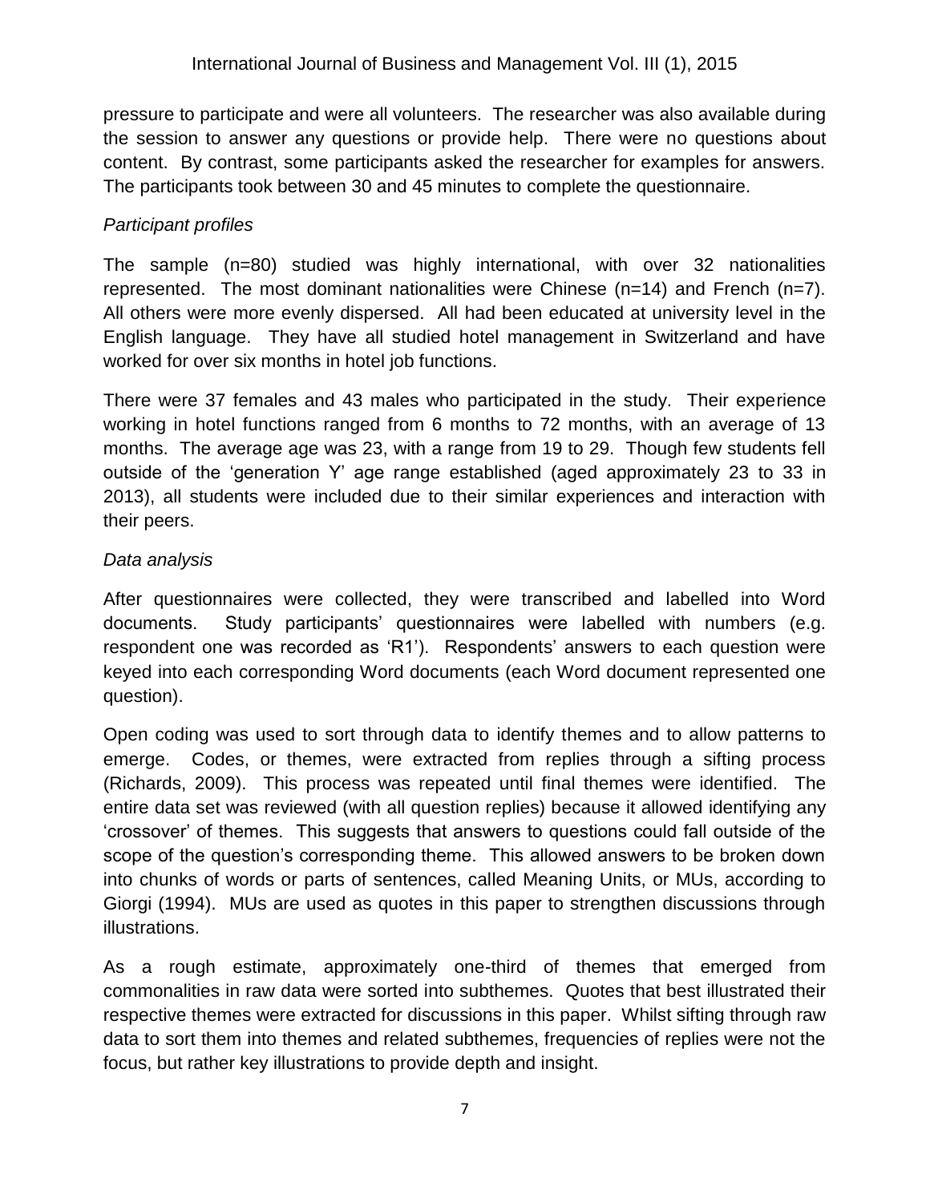pressure to participate and were all volunteers. The researcher was also available during the session to answer any questions or provide help. There were no questions about content. By contrast, some participants asked the researcher for examples for answers. The participants took between 30 and 45 minutes to complete the questionnaire.

*Participant profiles*

The sample (n=80) studied was highly international, with over 32 nationalities represented. The most dominant nationalities were Chinese (n=14) and French (n=7). All others were more evenly dispersed. All had been educated at university level in the English language. They have all studied hotel management in Switzerland and have worked for over six months in hotel job functions.

There were 37 females and 43 males who participated in the study. Their experience working in hotel functions ranged from 6 months to 72 months, with an average of 13 months. The average age was 23, with a range from 19 to 29. Though few students fell outside of the 'generation Y' age range established (aged approximately 23 to 33 in 2013), all students were included due to their similar experiences and interaction with their peers.

*Data analysis*

After questionnaires were collected, they were transcribed and labelled into Word documents. Study participants' questionnaires were labelled with numbers (e.g. respondent one was recorded as 'R1'). Respondents' answers to each question were keyed into each corresponding Word documents (each Word document represented one question).

Open coding was used to sort through data to identify themes and to allow patterns to emerge. Codes, or themes, were extracted from replies through a sifting process (Richards, 2009). This process was repeated until final themes were identified. The entire data set was reviewed (with all question replies) because it allowed identifying any 'crossover' of themes. This suggests that answers to questions could fall outside of the scope of the question's corresponding theme. This allowed answers to be broken down into chunks of words or parts of sentences, called Meaning Units, or MUs, according to Giorgi (1994). MUs are used as quotes in this paper to strengthen discussions through illustrations.

As a rough estimate, approximately one-third of themes that emerged from commonalities in raw data were sorted into subthemes. Quotes that best illustrated their respective themes were extracted for discussions in this paper. Whilst sifting through raw data to sort them into themes and related subthemes, frequencies of replies were not the focus, but rather key illustrations to provide depth and insight.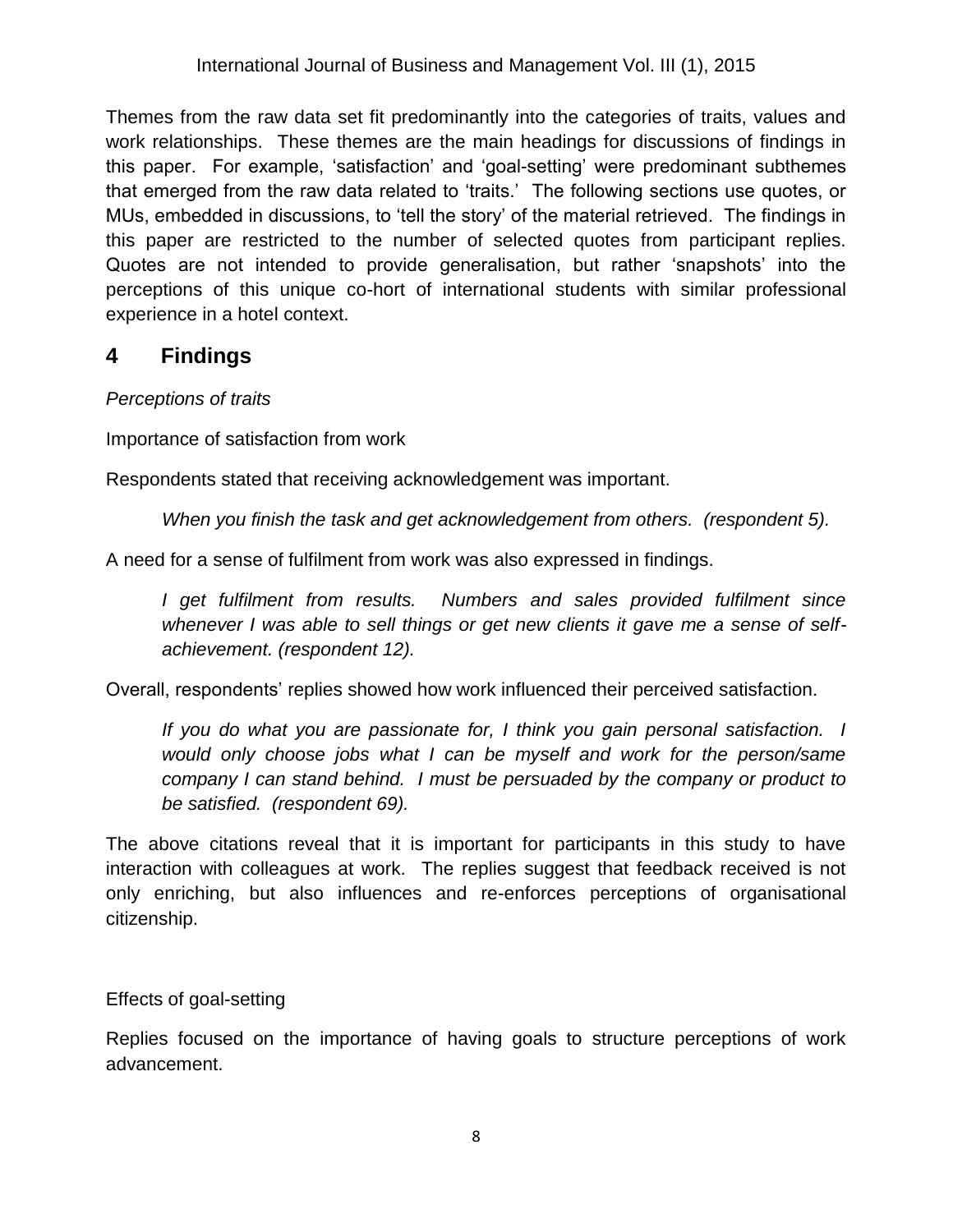Themes from the raw data set fit predominantly into the categories of traits, values and work relationships. These themes are the main headings for discussions of findings in this paper. For example, 'satisfaction' and 'goal-setting' were predominant subthemes that emerged from the raw data related to 'traits.' The following sections use quotes, or MUs, embedded in discussions, to 'tell the story' of the material retrieved. The findings in this paper are restricted to the number of selected quotes from participant replies. Quotes are not intended to provide generalisation, but rather 'snapshots' into the perceptions of this unique co-hort of international students with similar professional experience in a hotel context.

## 4 Findings

*Perceptions of traits*

Importance of satisfaction from work

Respondents stated that receiving acknowledgement was important.

> *When you finish the task and get acknowledgement from others. (respondent 5).*

A need for a sense of fulfilment from work was also expressed in findings.

> *I get fulfilment from results. Numbers and sales provided fulfilment since whenever I was able to sell things or get new clients it gave me a sense of self-achievement. (respondent 12).*

Overall, respondents' replies showed how work influenced their perceived satisfaction.

> *If you do what you are passionate for, I think you gain personal satisfaction. I would only choose jobs what I can be myself and work for the person/same company I can stand behind. I must be persuaded by the company or product to be satisfied. (respondent 69).*

The above citations reveal that it is important for participants in this study to have interaction with colleagues at work. The replies suggest that feedback received is not only enriching, but also influences and re-enforces perceptions of organisational citizenship.

Effects of goal-setting

Replies focused on the importance of having goals to structure perceptions of work advancement.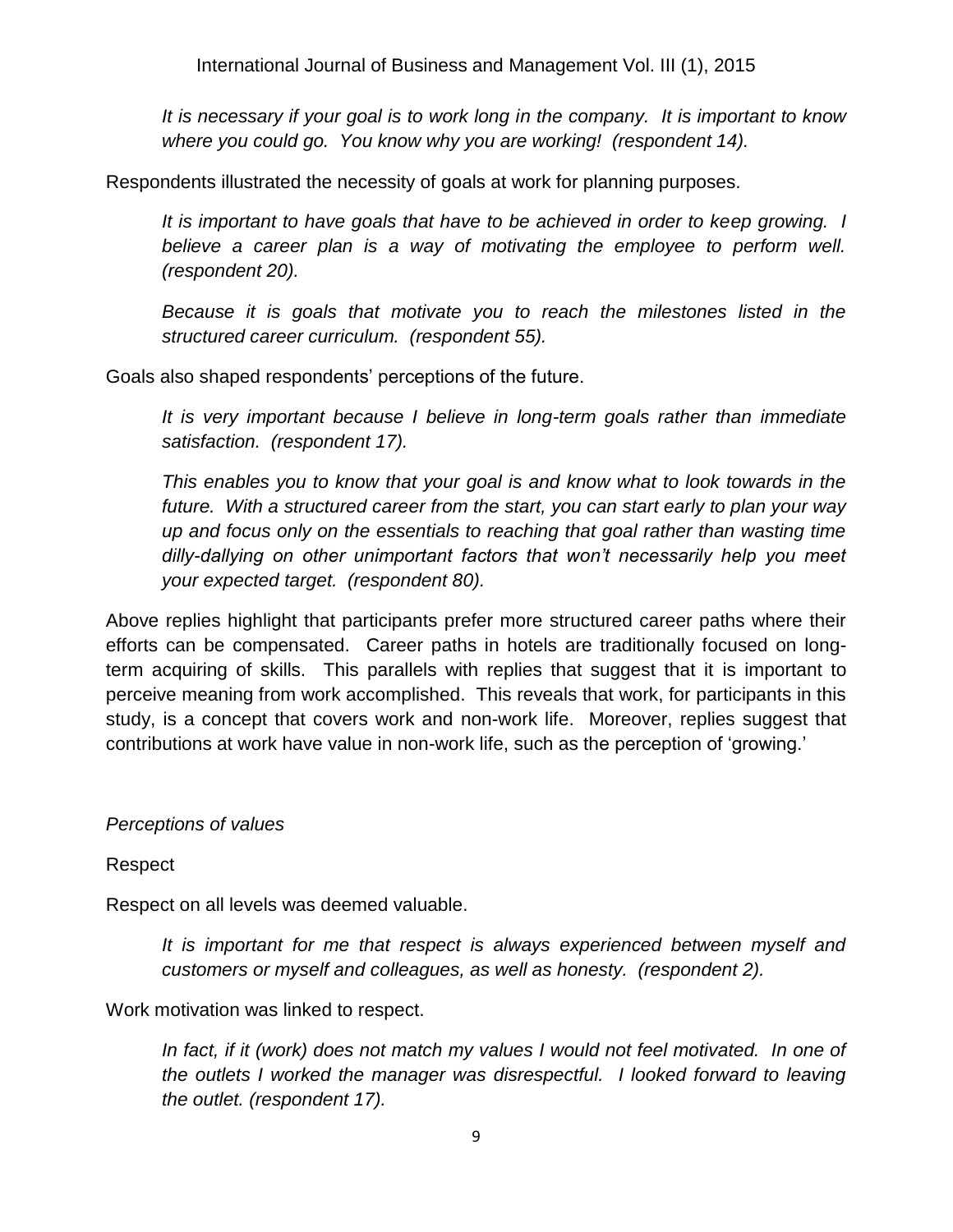*It is necessary if your goal is to work long in the company. It is important to know where you could go. You know why you are working! (respondent 14).*

Respondents illustrated the necessity of goals at work for planning purposes.

*It is important to have goals that have to be achieved in order to keep growing. I believe a career plan is a way of motivating the employee to perform well. (respondent 20).*

*Because it is goals that motivate you to reach the milestones listed in the structured career curriculum. (respondent 55).*

Goals also shaped respondents' perceptions of the future.

*It is very important because I believe in long-term goals rather than immediate satisfaction. (respondent 17).*

*This enables you to know that your goal is and know what to look towards in the future. With a structured career from the start, you can start early to plan your way up and focus only on the essentials to reaching that goal rather than wasting time dilly-dallying on other unimportant factors that won't necessarily help you meet your expected target. (respondent 80).*

Above replies highlight that participants prefer more structured career paths where their efforts can be compensated. Career paths in hotels are traditionally focused on long-term acquiring of skills. This parallels with replies that suggest that it is important to perceive meaning from work accomplished. This reveals that work, for participants in this study, is a concept that covers work and non-work life. Moreover, replies suggest that contributions at work have value in non-work life, such as the perception of 'growing.'

*Perceptions of values*

Respect

Respect on all levels was deemed valuable.

*It is important for me that respect is always experienced between myself and customers or myself and colleagues, as well as honesty. (respondent 2).*

Work motivation was linked to respect.

*In fact, if it (work) does not match my values I would not feel motivated. In one of the outlets I worked the manager was disrespectful. I looked forward to leaving the outlet. (respondent 17).*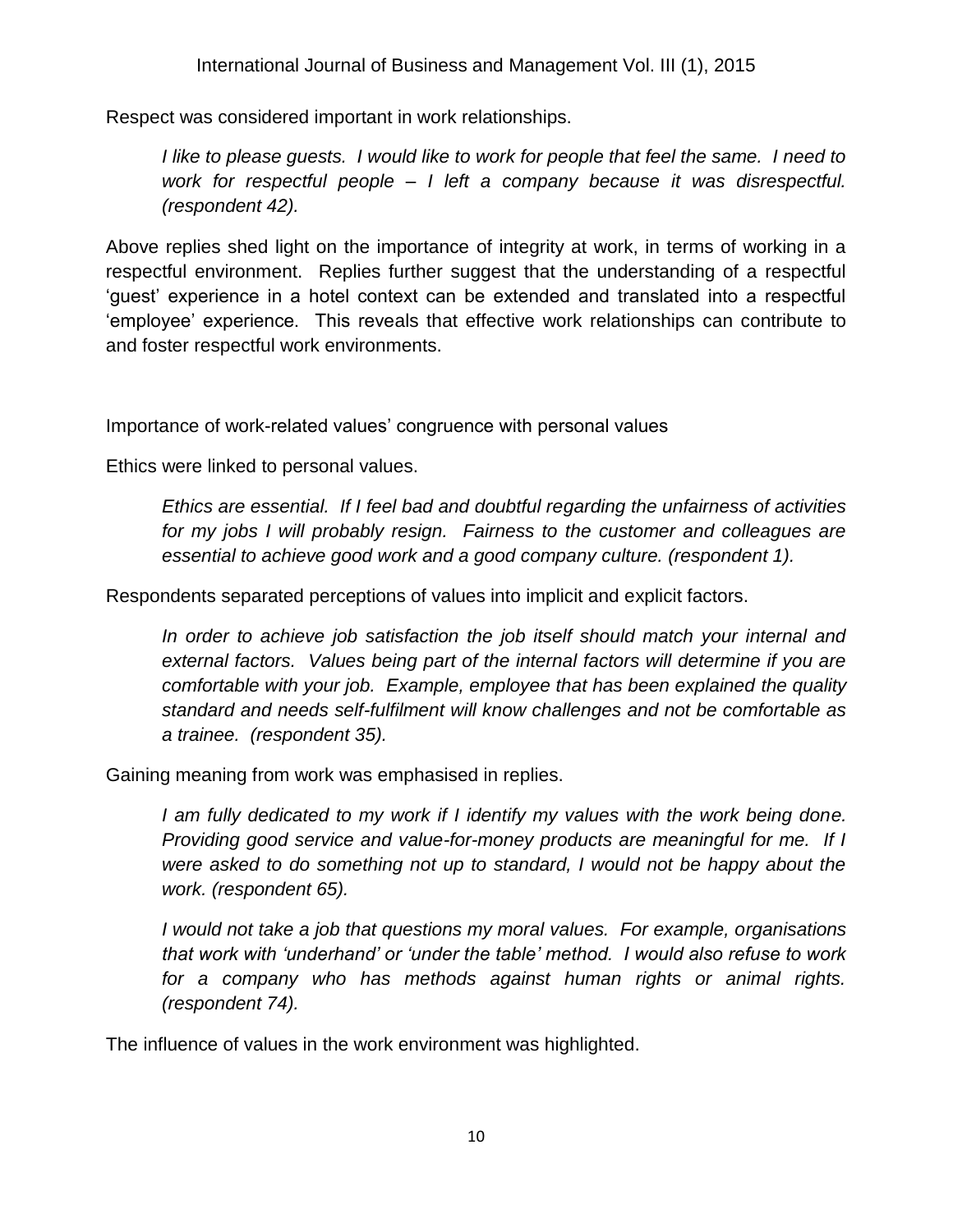Respect was considered important in work relationships.

> *I like to please guests. I would like to work for people that feel the same. I need to work for respectful people – I left a company because it was disrespectful. (respondent 42).*

Above replies shed light on the importance of integrity at work, in terms of working in a respectful environment. Replies further suggest that the understanding of a respectful 'guest' experience in a hotel context can be extended and translated into a respectful 'employee' experience. This reveals that effective work relationships can contribute to and foster respectful work environments.

Importance of work-related values' congruence with personal values

Ethics were linked to personal values.

> *Ethics are essential. If I feel bad and doubtful regarding the unfairness of activities for my jobs I will probably resign. Fairness to the customer and colleagues are essential to achieve good work and a good company culture. (respondent 1).*

Respondents separated perceptions of values into implicit and explicit factors.

> *In order to achieve job satisfaction the job itself should match your internal and external factors. Values being part of the internal factors will determine if you are comfortable with your job. Example, employee that has been explained the quality standard and needs self-fulfilment will know challenges and not be comfortable as a trainee. (respondent 35).*

Gaining meaning from work was emphasised in replies.

> *I am fully dedicated to my work if I identify my values with the work being done. Providing good service and value-for-money products are meaningful for me. If I were asked to do something not up to standard, I would not be happy about the work. (respondent 65).*

> *I would not take a job that questions my moral values. For example, organisations that work with 'underhand' or 'under the table' method. I would also refuse to work for a company who has methods against human rights or animal rights. (respondent 74).*

The influence of values in the work environment was highlighted.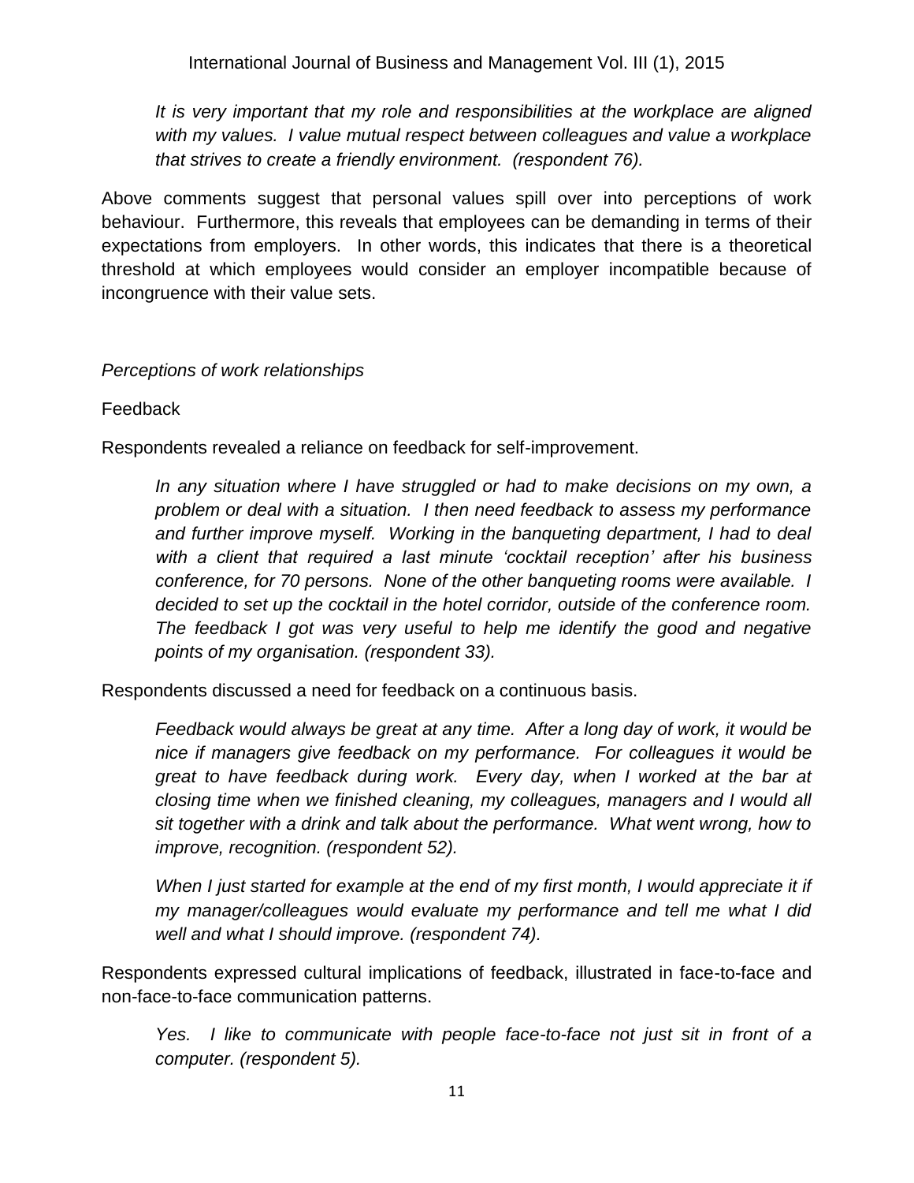> *It is very important that my role and responsibilities at the workplace are aligned with my values. I value mutual respect between colleagues and value a workplace that strives to create a friendly environment. (respondent 76).*

Above comments suggest that personal values spill over into perceptions of work behaviour. Furthermore, this reveals that employees can be demanding in terms of their expectations from employers. In other words, this indicates that there is a theoretical threshold at which employees would consider an employer incompatible because of incongruence with their value sets.

### *Perceptions of work relationships*

#### Feedback

Respondents revealed a reliance on feedback for self-improvement.

> *In any situation where I have struggled or had to make decisions on my own, a problem or deal with a situation. I then need feedback to assess my performance and further improve myself. Working in the banqueting department, I had to deal with a client that required a last minute 'cocktail reception' after his business conference, for 70 persons. None of the other banqueting rooms were available. I decided to set up the cocktail in the hotel corridor, outside of the conference room. The feedback I got was very useful to help me identify the good and negative points of my organisation. (respondent 33).*

Respondents discussed a need for feedback on a continuous basis.

> *Feedback would always be great at any time. After a long day of work, it would be nice if managers give feedback on my performance. For colleagues it would be great to have feedback during work. Every day, when I worked at the bar at closing time when we finished cleaning, my colleagues, managers and I would all sit together with a drink and talk about the performance. What went wrong, how to improve, recognition. (respondent 52).*

> *When I just started for example at the end of my first month, I would appreciate it if my manager/colleagues would evaluate my performance and tell me what I did well and what I should improve. (respondent 74).*

Respondents expressed cultural implications of feedback, illustrated in face-to-face and non-face-to-face communication patterns.

> *Yes. I like to communicate with people face-to-face not just sit in front of a computer. (respondent 5).*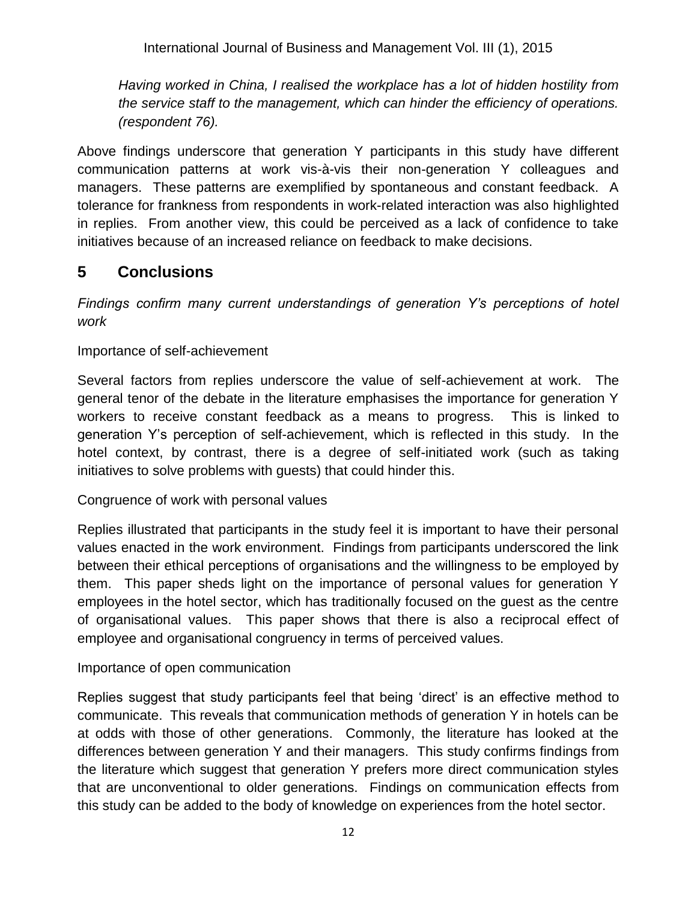*Having worked in China, I realised the workplace has a lot of hidden hostility from the service staff to the management, which can hinder the efficiency of operations. (respondent 76).*

Above findings underscore that generation Y participants in this study have different communication patterns at work vis-à-vis their non-generation Y colleagues and managers. These patterns are exemplified by spontaneous and constant feedback. A tolerance for frankness from respondents in work-related interaction was also highlighted in replies. From another view, this could be perceived as a lack of confidence to take initiatives because of an increased reliance on feedback to make decisions.

## 5 Conclusions

*Findings confirm many current understandings of generation Y's perceptions of hotel work*

Importance of self-achievement

Several factors from replies underscore the value of self-achievement at work. The general tenor of the debate in the literature emphasises the importance for generation Y workers to receive constant feedback as a means to progress. This is linked to generation Y's perception of self-achievement, which is reflected in this study. In the hotel context, by contrast, there is a degree of self-initiated work (such as taking initiatives to solve problems with guests) that could hinder this.

Congruence of work with personal values

Replies illustrated that participants in the study feel it is important to have their personal values enacted in the work environment. Findings from participants underscored the link between their ethical perceptions of organisations and the willingness to be employed by them. This paper sheds light on the importance of personal values for generation Y employees in the hotel sector, which has traditionally focused on the guest as the centre of organisational values. This paper shows that there is also a reciprocal effect of employee and organisational congruency in terms of perceived values.

Importance of open communication

Replies suggest that study participants feel that being 'direct' is an effective method to communicate. This reveals that communication methods of generation Y in hotels can be at odds with those of other generations. Commonly, the literature has looked at the differences between generation Y and their managers. This study confirms findings from the literature which suggest that generation Y prefers more direct communication styles that are unconventional to older generations. Findings on communication effects from this study can be added to the body of knowledge on experiences from the hotel sector.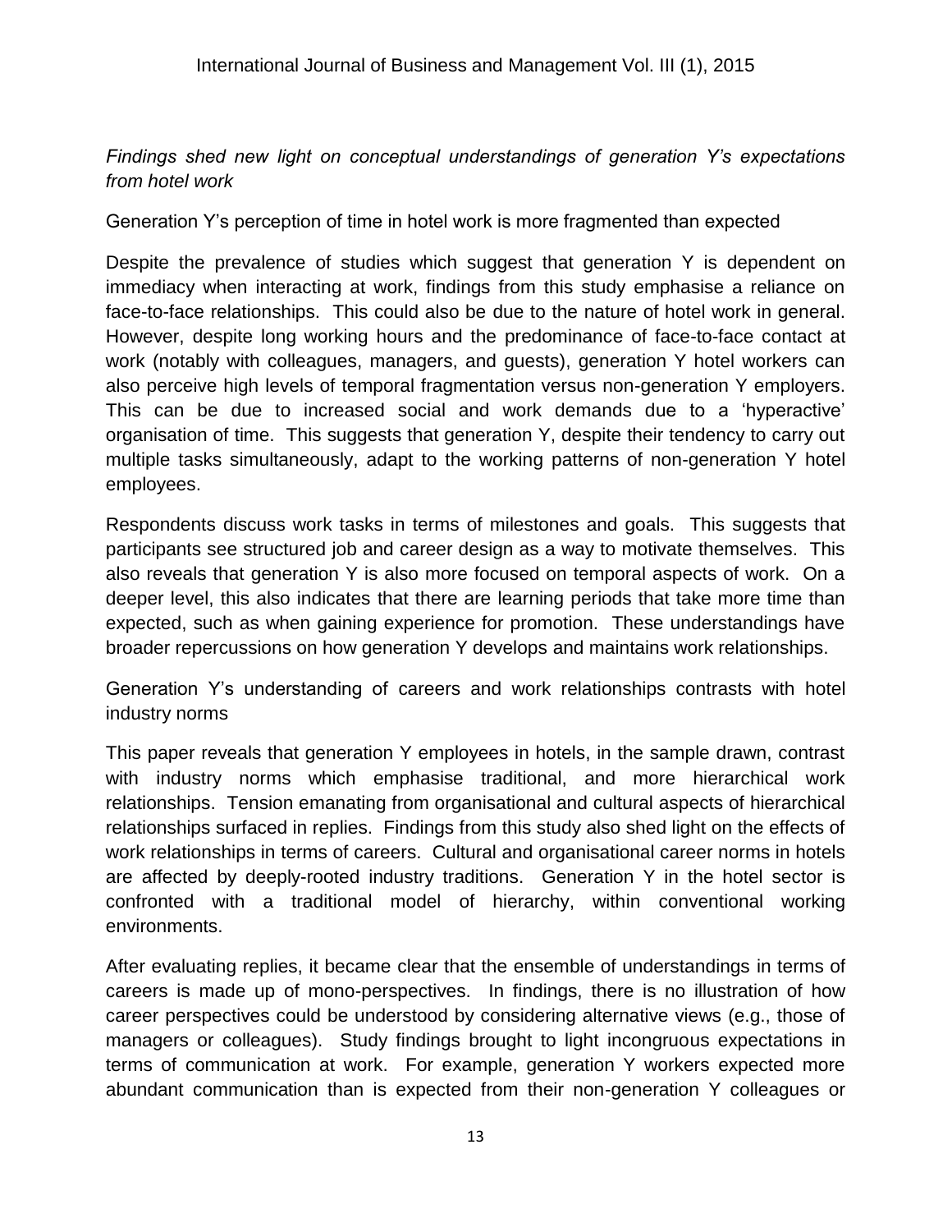*Findings shed new light on conceptual understandings of generation Y's expectations from hotel work*

Generation Y's perception of time in hotel work is more fragmented than expected

Despite the prevalence of studies which suggest that generation Y is dependent on immediacy when interacting at work, findings from this study emphasise a reliance on face-to-face relationships. This could also be due to the nature of hotel work in general. However, despite long working hours and the predominance of face-to-face contact at work (notably with colleagues, managers, and guests), generation Y hotel workers can also perceive high levels of temporal fragmentation versus non-generation Y employers. This can be due to increased social and work demands due to a 'hyperactive' organisation of time. This suggests that generation Y, despite their tendency to carry out multiple tasks simultaneously, adapt to the working patterns of non-generation Y hotel employees.

Respondents discuss work tasks in terms of milestones and goals. This suggests that participants see structured job and career design as a way to motivate themselves. This also reveals that generation Y is also more focused on temporal aspects of work. On a deeper level, this also indicates that there are learning periods that take more time than expected, such as when gaining experience for promotion. These understandings have broader repercussions on how generation Y develops and maintains work relationships.

Generation Y's understanding of careers and work relationships contrasts with hotel industry norms

This paper reveals that generation Y employees in hotels, in the sample drawn, contrast with industry norms which emphasise traditional, and more hierarchical work relationships. Tension emanating from organisational and cultural aspects of hierarchical relationships surfaced in replies. Findings from this study also shed light on the effects of work relationships in terms of careers. Cultural and organisational career norms in hotels are affected by deeply-rooted industry traditions. Generation Y in the hotel sector is confronted with a traditional model of hierarchy, within conventional working environments.

After evaluating replies, it became clear that the ensemble of understandings in terms of careers is made up of mono-perspectives. In findings, there is no illustration of how career perspectives could be understood by considering alternative views (e.g., those of managers or colleagues). Study findings brought to light incongruous expectations in terms of communication at work. For example, generation Y workers expected more abundant communication than is expected from their non-generation Y colleagues or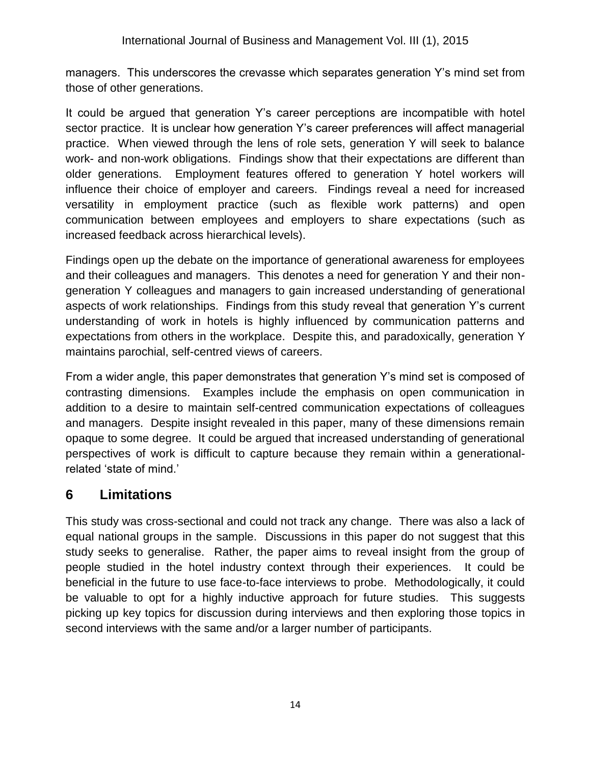managers. This underscores the crevasse which separates generation Y's mind set from those of other generations.

It could be argued that generation Y's career perceptions are incompatible with hotel sector practice. It is unclear how generation Y's career preferences will affect managerial practice. When viewed through the lens of role sets, generation Y will seek to balance work- and non-work obligations. Findings show that their expectations are different than older generations. Employment features offered to generation Y hotel workers will influence their choice of employer and careers. Findings reveal a need for increased versatility in employment practice (such as flexible work patterns) and open communication between employees and employers to share expectations (such as increased feedback across hierarchical levels).

Findings open up the debate on the importance of generational awareness for employees and their colleagues and managers. This denotes a need for generation Y and their non-generation Y colleagues and managers to gain increased understanding of generational aspects of work relationships. Findings from this study reveal that generation Y's current understanding of work in hotels is highly influenced by communication patterns and expectations from others in the workplace. Despite this, and paradoxically, generation Y maintains parochial, self-centred views of careers.

From a wider angle, this paper demonstrates that generation Y's mind set is composed of contrasting dimensions. Examples include the emphasis on open communication in addition to a desire to maintain self-centred communication expectations of colleagues and managers. Despite insight revealed in this paper, many of these dimensions remain opaque to some degree. It could be argued that increased understanding of generational perspectives of work is difficult to capture because they remain within a generational-related 'state of mind.'

## 6 Limitations

This study was cross-sectional and could not track any change. There was also a lack of equal national groups in the sample. Discussions in this paper do not suggest that this study seeks to generalise. Rather, the paper aims to reveal insight from the group of people studied in the hotel industry context through their experiences. It could be beneficial in the future to use face-to-face interviews to probe. Methodologically, it could be valuable to opt for a highly inductive approach for future studies. This suggests picking up key topics for discussion during interviews and then exploring those topics in second interviews with the same and/or a larger number of participants.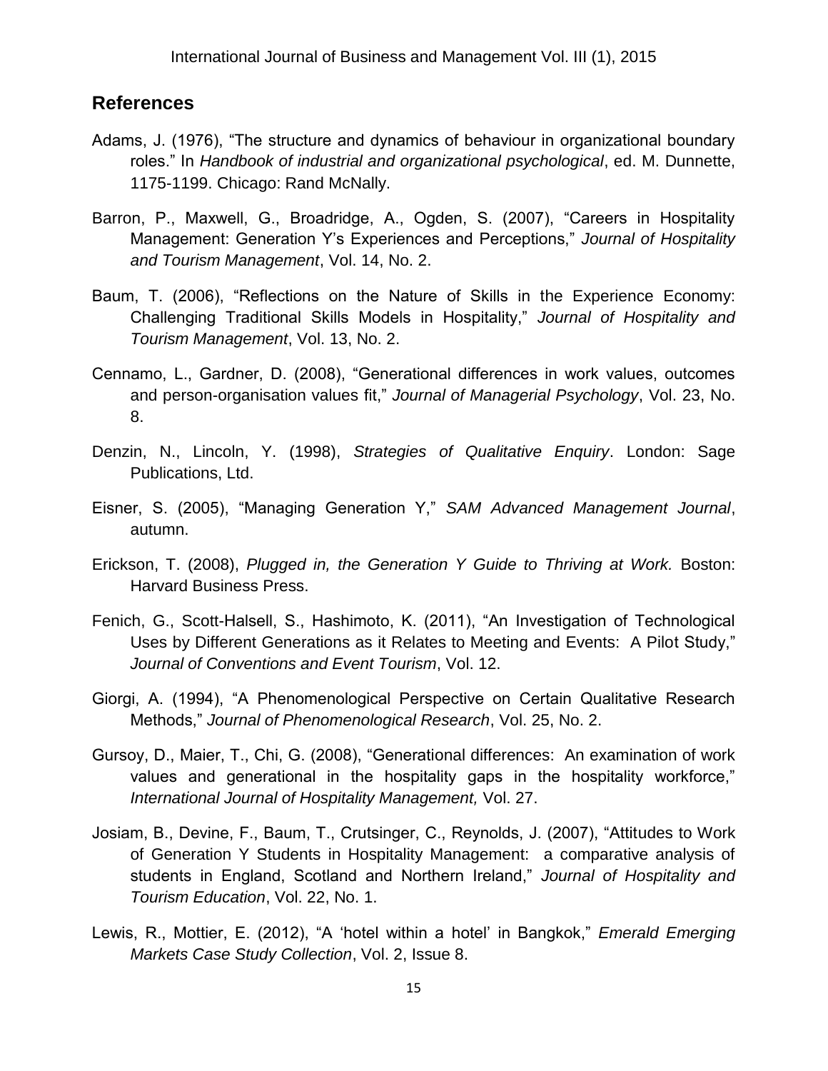## References

Adams, J. (1976), "The structure and dynamics of behaviour in organizational boundary roles." In *Handbook of industrial and organizational psychological*, ed. M. Dunnette, 1175-1199. Chicago: Rand McNally.

Barron, P., Maxwell, G., Broadridge, A., Ogden, S. (2007), "Careers in Hospitality Management: Generation Y's Experiences and Perceptions," *Journal of Hospitality and Tourism Management*, Vol. 14, No. 2.

Baum, T. (2006), "Reflections on the Nature of Skills in the Experience Economy: Challenging Traditional Skills Models in Hospitality," *Journal of Hospitality and Tourism Management*, Vol. 13, No. 2.

Cennamo, L., Gardner, D. (2008), "Generational differences in work values, outcomes and person-organisation values fit," *Journal of Managerial Psychology*, Vol. 23, No. 8.

Denzin, N., Lincoln, Y. (1998), *Strategies of Qualitative Enquiry*. London: Sage Publications, Ltd.

Eisner, S. (2005), "Managing Generation Y," *SAM Advanced Management Journal*, autumn.

Erickson, T. (2008), *Plugged in, the Generation Y Guide to Thriving at Work.* Boston: Harvard Business Press.

Fenich, G., Scott-Halsell, S., Hashimoto, K. (2011), "An Investigation of Technological Uses by Different Generations as it Relates to Meeting and Events: A Pilot Study," *Journal of Conventions and Event Tourism*, Vol. 12.

Giorgi, A. (1994), "A Phenomenological Perspective on Certain Qualitative Research Methods," *Journal of Phenomenological Research*, Vol. 25, No. 2.

Gursoy, D., Maier, T., Chi, G. (2008), "Generational differences: An examination of work values and generational in the hospitality gaps in the hospitality workforce," *International Journal of Hospitality Management,* Vol. 27.

Josiam, B., Devine, F., Baum, T., Crutsinger, C., Reynolds, J. (2007), "Attitudes to Work of Generation Y Students in Hospitality Management: a comparative analysis of students in England, Scotland and Northern Ireland," *Journal of Hospitality and Tourism Education*, Vol. 22, No. 1.

Lewis, R., Mottier, E. (2012), "A 'hotel within a hotel' in Bangkok," *Emerald Emerging Markets Case Study Collection*, Vol. 2, Issue 8.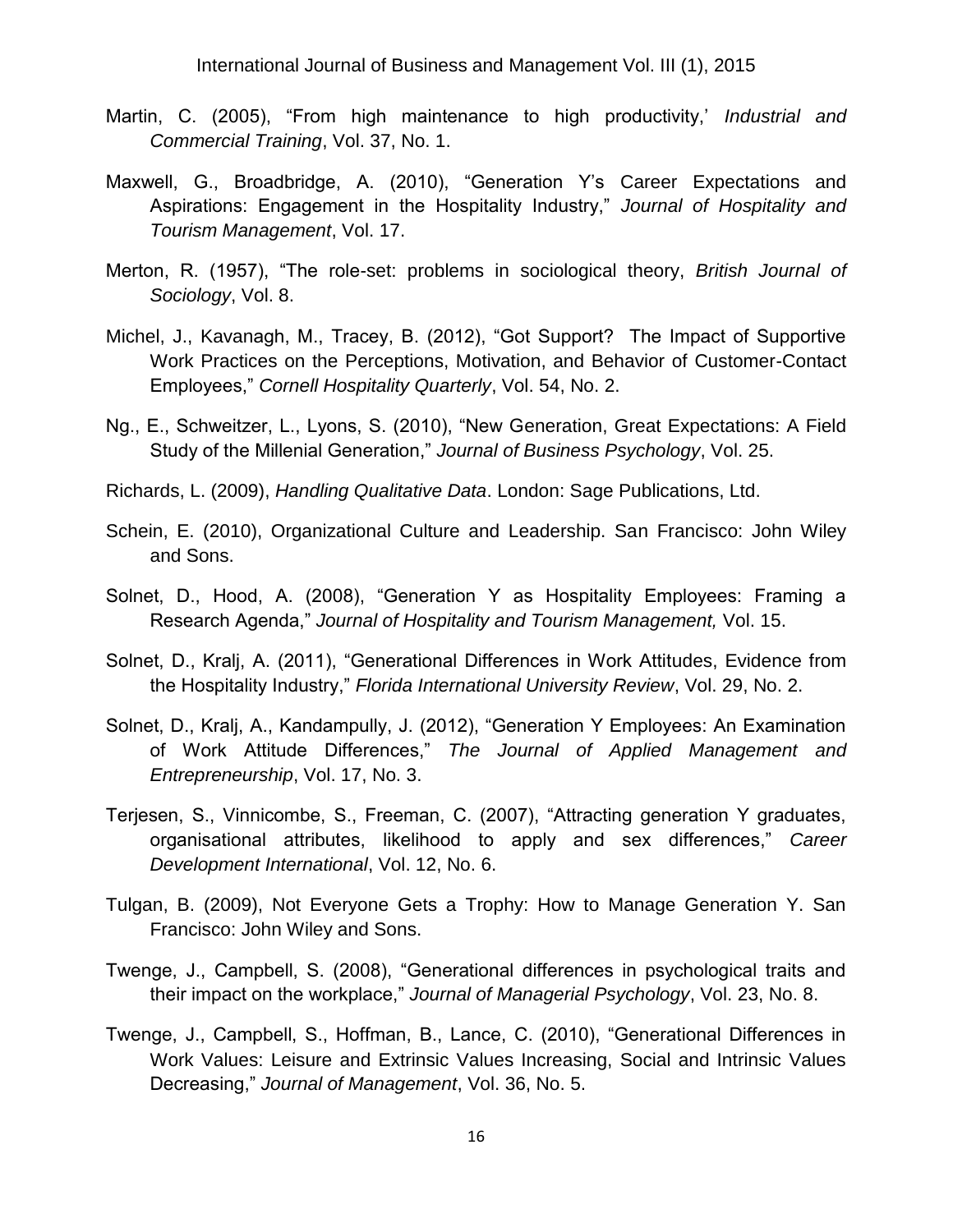Martin, C. (2005), "From high maintenance to high productivity,' *Industrial and Commercial Training*, Vol. 37, No. 1.

Maxwell, G., Broadbridge, A. (2010), "Generation Y's Career Expectations and Aspirations: Engagement in the Hospitality Industry," *Journal of Hospitality and Tourism Management*, Vol. 17.

Merton, R. (1957), "The role-set: problems in sociological theory, *British Journal of Sociology*, Vol. 8.

Michel, J., Kavanagh, M., Tracey, B. (2012), "Got Support? The Impact of Supportive Work Practices on the Perceptions, Motivation, and Behavior of Customer-Contact Employees," *Cornell Hospitality Quarterly*, Vol. 54, No. 2.

Ng., E., Schweitzer, L., Lyons, S. (2010), "New Generation, Great Expectations: A Field Study of the Millenial Generation," *Journal of Business Psychology*, Vol. 25.

Richards, L. (2009), *Handling Qualitative Data*. London: Sage Publications, Ltd.

Schein, E. (2010), Organizational Culture and Leadership. San Francisco: John Wiley and Sons.

Solnet, D., Hood, A. (2008), "Generation Y as Hospitality Employees: Framing a Research Agenda," *Journal of Hospitality and Tourism Management,* Vol. 15.

Solnet, D., Kralj, A. (2011), "Generational Differences in Work Attitudes, Evidence from the Hospitality Industry," *Florida International University Review*, Vol. 29, No. 2.

Solnet, D., Kralj, A., Kandampully, J. (2012), "Generation Y Employees: An Examination of Work Attitude Differences," *The Journal of Applied Management and Entrepreneurship*, Vol. 17, No. 3.

Terjesen, S., Vinnicombe, S., Freeman, C. (2007), "Attracting generation Y graduates, organisational attributes, likelihood to apply and sex differences," *Career Development International*, Vol. 12, No. 6.

Tulgan, B. (2009), Not Everyone Gets a Trophy: How to Manage Generation Y. San Francisco: John Wiley and Sons.

Twenge, J., Campbell, S. (2008), "Generational differences in psychological traits and their impact on the workplace," *Journal of Managerial Psychology*, Vol. 23, No. 8.

Twenge, J., Campbell, S., Hoffman, B., Lance, C. (2010), "Generational Differences in Work Values: Leisure and Extrinsic Values Increasing, Social and Intrinsic Values Decreasing," *Journal of Management*, Vol. 36, No. 5.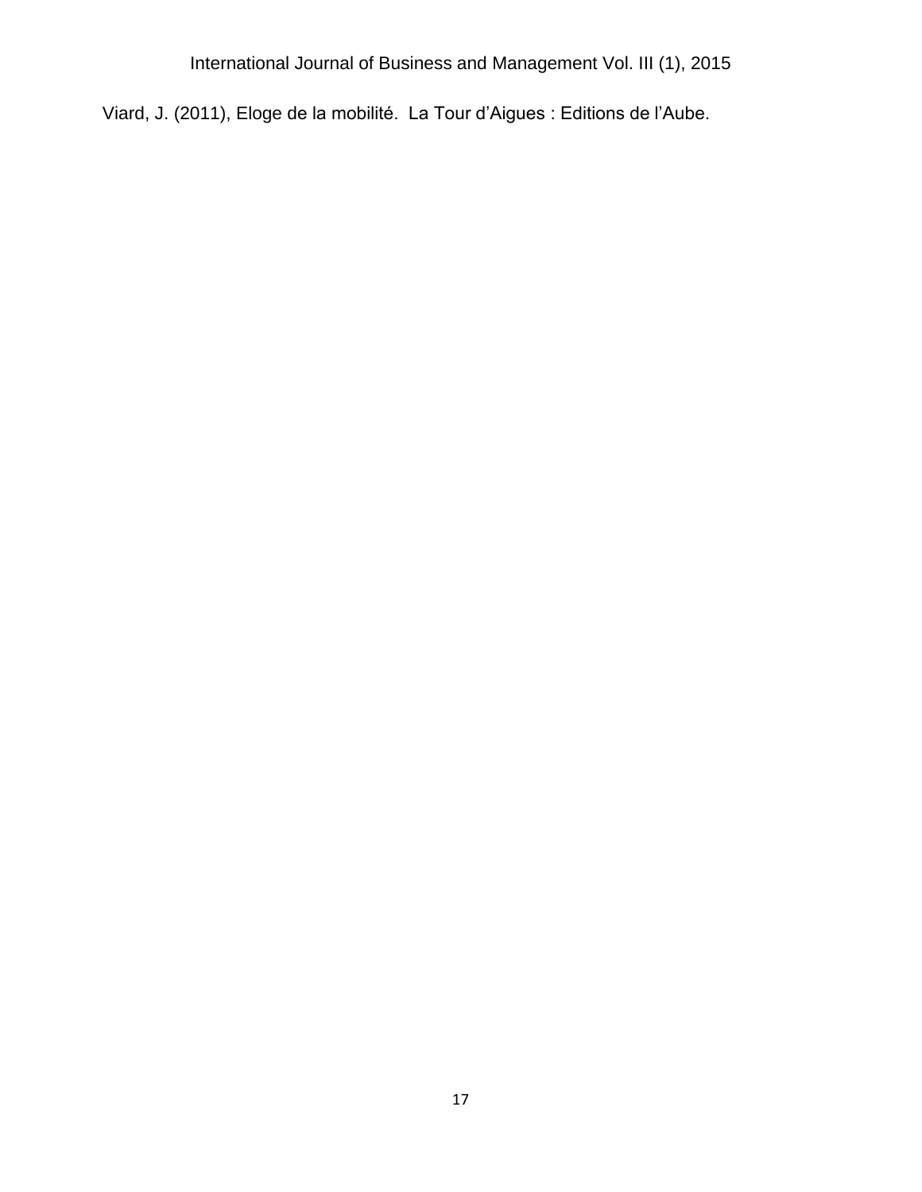Viard, J. (2011), Eloge de la mobilité. La Tour d'Aigues : Editions de l'Aube.